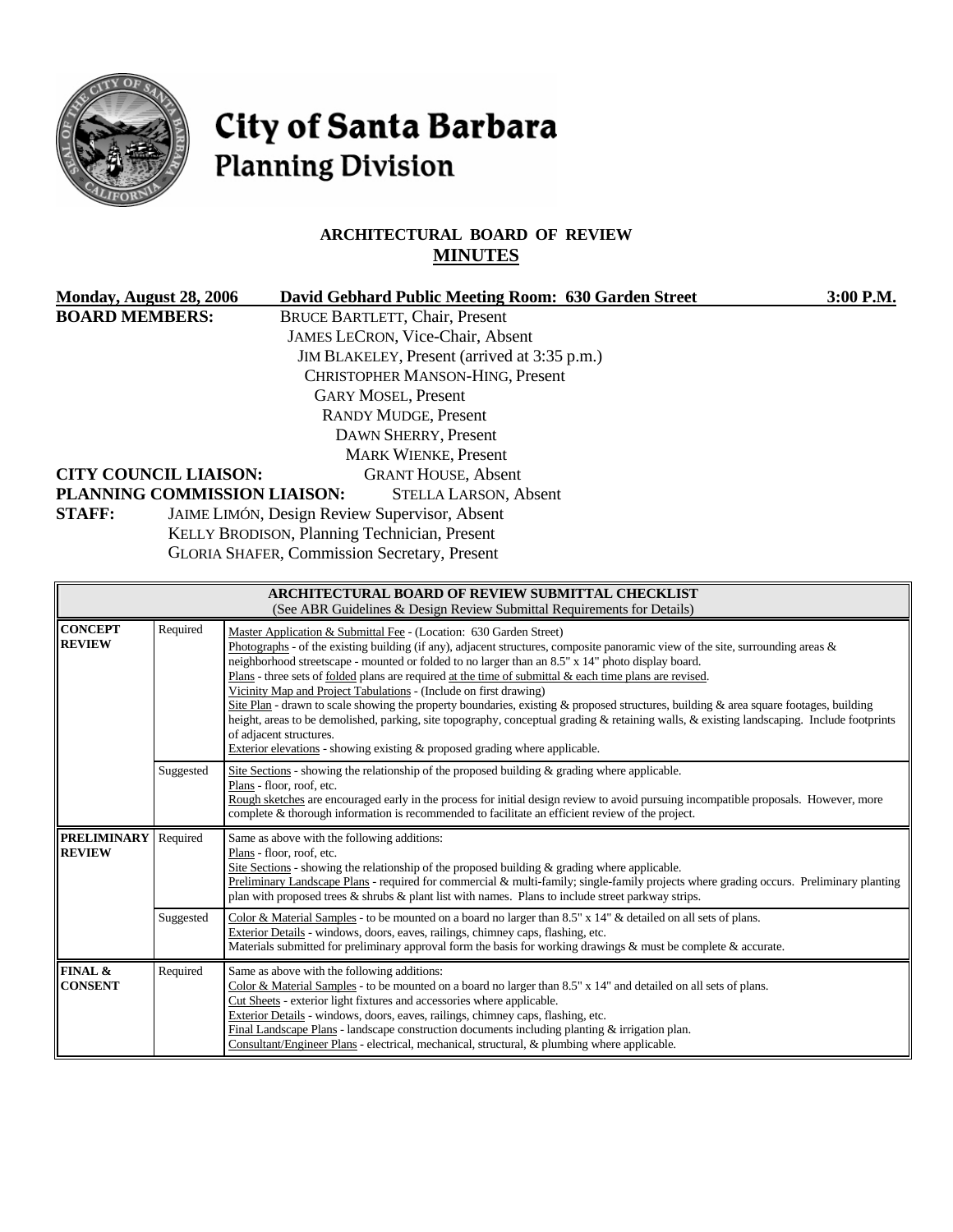# City of Santa Barbara
## Planning Division

### ARCHITECTURAL BOARD OF REVIEW
### MINUTES

**Monday, August 28, 2006** **David Gebhard Public Meeting Room: 630 Garden Street** **3:00 P.M.**

**BOARD MEMBERS:**
BRUCE BARTLETT, Chair, Present
JAMES LECRON, Vice-Chair, Absent
JIM BLAKELEY, Present (arrived at 3:35 p.m.)
CHRISTOPHER MANSON-HING, Present
GARY MOSEL, Present
RANDY MUDGE, Present
DAWN SHERRY, Present
MARK WIENKE, Present

**CITY COUNCIL LIAISON:** GRANT HOUSE, Absent

**PLANNING COMMISSION LIAISON:** STELLA LARSON, Absent

**STAFF:**
JAIME LIMÓN, Design Review Supervisor, Absent
KELLY BRODISON, Planning Technician, Present
GLORIA SHAFER, Commission Secretary, Present

| ARCHITECTURAL BOARD OF REVIEW SUBMITTAL CHECKLIST (See ABR Guidelines & Design Review Submittal Requirements for Details) | | |
|---|---|---|
| **CONCEPT REVIEW** | Required | Master Application & Submittal Fee - (Location: 630 Garden Street)<br>Photographs - of the existing building (if any), adjacent structures, composite panoramic view of the site, surrounding areas & neighborhood streetscape - mounted or folded to no larger than an 8.5" x 14" photo display board.<br>Plans - three sets of folded plans are required at the time of submittal & each time plans are revised.<br>Vicinity Map and Project Tabulations - (Include on first drawing)<br>Site Plan - drawn to scale showing the property boundaries, existing & proposed structures, building & area square footages, building height, areas to be demolished, parking, site topography, conceptual grading & retaining walls, & existing landscaping. Include footprints of adjacent structures.<br>Exterior elevations - showing existing & proposed grading where applicable. |
| | Suggested | Site Sections - showing the relationship of the proposed building & grading where applicable.<br>Plans - floor, roof, etc.<br>Rough sketches are encouraged early in the process for initial design review to avoid pursuing incompatible proposals. However, more complete & thorough information is recommended to facilitate an efficient review of the project. |
| **PRELIMINARY REVIEW** | Required | Same as above with the following additions:<br>Plans - floor, roof, etc.<br>Site Sections - showing the relationship of the proposed building & grading where applicable.<br>Preliminary Landscape Plans - required for commercial & multi-family; single-family projects where grading occurs. Preliminary planting plan with proposed trees & shrubs & plant list with names. Plans to include street parkway strips. |
| | Suggested | Color & Material Samples - to be mounted on a board no larger than 8.5" x 14" & detailed on all sets of plans.<br>Exterior Details - windows, doors, eaves, railings, chimney caps, flashing, etc.<br>Materials submitted for preliminary approval form the basis for working drawings & must be complete & accurate. |
| **FINAL & CONSENT** | Required | Same as above with the following additions:<br>Color & Material Samples - to be mounted on a board no larger than 8.5" x 14" and detailed on all sets of plans.<br>Cut Sheets - exterior light fixtures and accessories where applicable.<br>Exterior Details - windows, doors, eaves, railings, chimney caps, flashing, etc.<br>Final Landscape Plans - landscape construction documents including planting & irrigation plan.<br>Consultant/Engineer Plans - electrical, mechanical, structural, & plumbing where applicable. |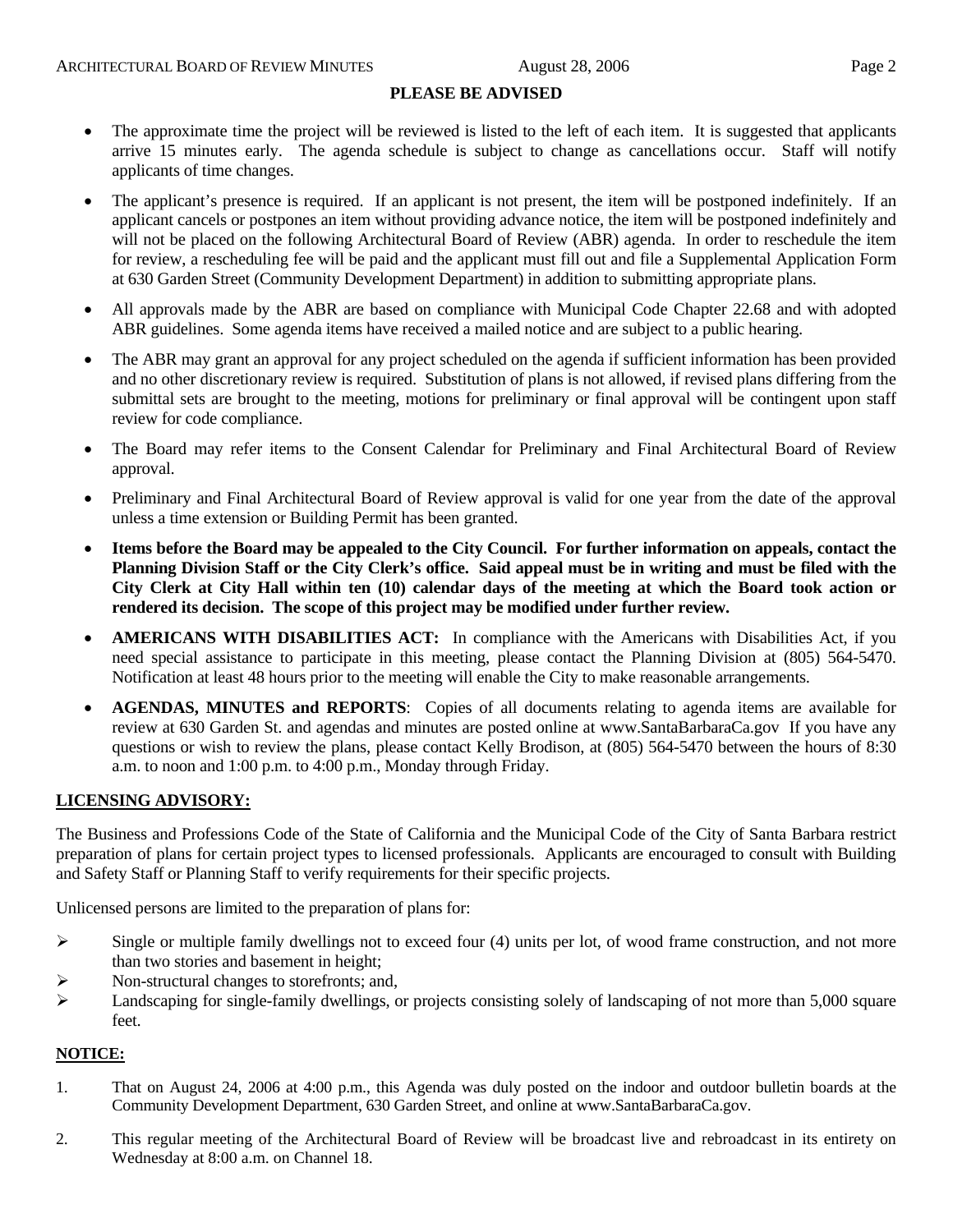**PLEASE BE ADVISED**

- The approximate time the project will be reviewed is listed to the left of each item. It is suggested that applicants arrive 15 minutes early. The agenda schedule is subject to change as cancellations occur. Staff will notify applicants of time changes.
- The applicant's presence is required. If an applicant is not present, the item will be postponed indefinitely. If an applicant cancels or postpones an item without providing advance notice, the item will be postponed indefinitely and will not be placed on the following Architectural Board of Review (ABR) agenda. In order to reschedule the item for review, a rescheduling fee will be paid and the applicant must fill out and file a Supplemental Application Form at 630 Garden Street (Community Development Department) in addition to submitting appropriate plans.
- All approvals made by the ABR are based on compliance with Municipal Code Chapter 22.68 and with adopted ABR guidelines. Some agenda items have received a mailed notice and are subject to a public hearing.
- The ABR may grant an approval for any project scheduled on the agenda if sufficient information has been provided and no other discretionary review is required. Substitution of plans is not allowed, if revised plans differing from the submittal sets are brought to the meeting, motions for preliminary or final approval will be contingent upon staff review for code compliance.
- The Board may refer items to the Consent Calendar for Preliminary and Final Architectural Board of Review approval.
- Preliminary and Final Architectural Board of Review approval is valid for one year from the date of the approval unless a time extension or Building Permit has been granted.
- **Items before the Board may be appealed to the City Council. For further information on appeals, contact the Planning Division Staff or the City Clerk's office. Said appeal must be in writing and must be filed with the City Clerk at City Hall within ten (10) calendar days of the meeting at which the Board took action or rendered its decision. The scope of this project may be modified under further review.**
- **AMERICANS WITH DISABILITIES ACT:** In compliance with the Americans with Disabilities Act, if you need special assistance to participate in this meeting, please contact the Planning Division at (805) 564-5470. Notification at least 48 hours prior to the meeting will enable the City to make reasonable arrangements.
- **AGENDAS, MINUTES and REPORTS**: Copies of all documents relating to agenda items are available for review at 630 Garden St. and agendas and minutes are posted online at www.SantaBarbaraCa.gov If you have any questions or wish to review the plans, please contact Kelly Brodison, at (805) 564-5470 between the hours of 8:30 a.m. to noon and 1:00 p.m. to 4:00 p.m., Monday through Friday.

**LICENSING ADVISORY:**

The Business and Professions Code of the State of California and the Municipal Code of the City of Santa Barbara restrict preparation of plans for certain project types to licensed professionals. Applicants are encouraged to consult with Building and Safety Staff or Planning Staff to verify requirements for their specific projects.

Unlicensed persons are limited to the preparation of plans for:

- Single or multiple family dwellings not to exceed four (4) units per lot, of wood frame construction, and not more than two stories and basement in height;
- Non-structural changes to storefronts; and,
- Landscaping for single-family dwellings, or projects consisting solely of landscaping of not more than 5,000 square feet.

**NOTICE:**

1. That on August 24, 2006 at 4:00 p.m., this Agenda was duly posted on the indoor and outdoor bulletin boards at the Community Development Department, 630 Garden Street, and online at www.SantaBarbaraCa.gov.
2. This regular meeting of the Architectural Board of Review will be broadcast live and rebroadcast in its entirety on Wednesday at 8:00 a.m. on Channel 18.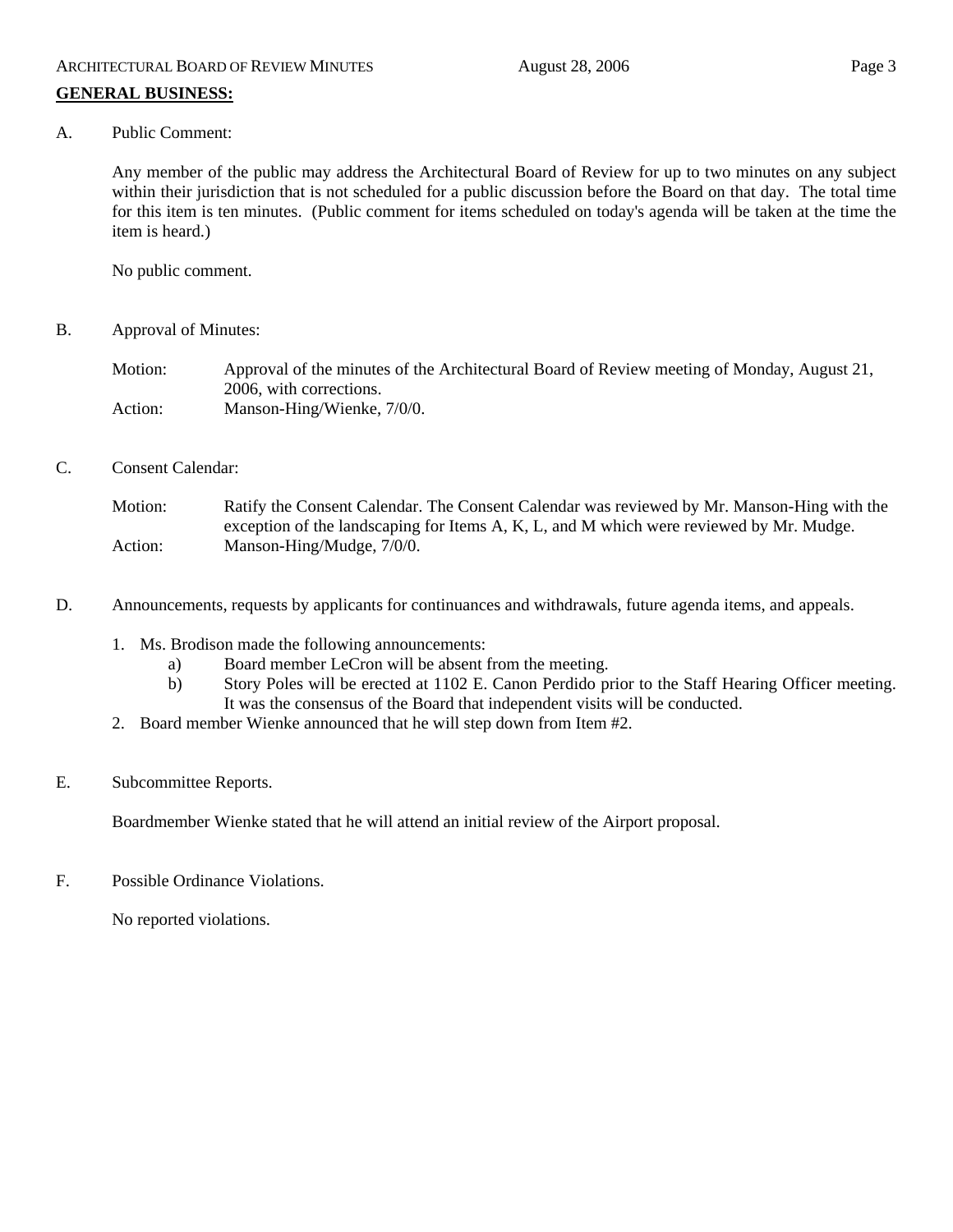**GENERAL BUSINESS:**

A. Public Comment:

Any member of the public may address the Architectural Board of Review for up to two minutes on any subject within their jurisdiction that is not scheduled for a public discussion before the Board on that day. The total time for this item is ten minutes. (Public comment for items scheduled on today's agenda will be taken at the time the item is heard.)

No public comment.

B. Approval of Minutes:

| | |
|---|---|
| Motion: | Approval of the minutes of the Architectural Board of Review meeting of Monday, August 21, 2006, with corrections. |
| Action: | Manson-Hing/Wienke, 7/0/0. |

C. Consent Calendar:

| | |
|---|---|
| Motion: | Ratify the Consent Calendar. The Consent Calendar was reviewed by Mr. Manson-Hing with the exception of the landscaping for Items A, K, L, and M which were reviewed by Mr. Mudge. |
| Action: | Manson-Hing/Mudge, 7/0/0. |

D. Announcements, requests by applicants for continuances and withdrawals, future agenda items, and appeals.

1. Ms. Brodison made the following announcements:
   a) Board member LeCron will be absent from the meeting.
   b) Story Poles will be erected at 1102 E. Canon Perdido prior to the Staff Hearing Officer meeting. It was the consensus of the Board that independent visits will be conducted.
2. Board member Wienke announced that he will step down from Item #2.

E. Subcommittee Reports.

Boardmember Wienke stated that he will attend an initial review of the Airport proposal.

F. Possible Ordinance Violations.

No reported violations.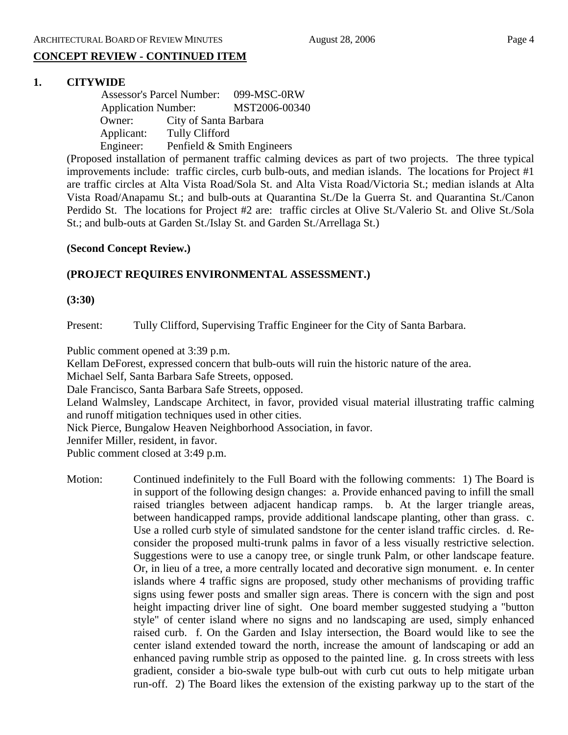## CONCEPT REVIEW - CONTINUED ITEM

**1. CITYWIDE**

Assessor's Parcel Number: 099-MSC-0RW
Application Number: MST2006-00340
Owner: City of Santa Barbara
Applicant: Tully Clifford
Engineer: Penfield & Smith Engineers

(Proposed installation of permanent traffic calming devices as part of two projects. The three typical improvements include: traffic circles, curb bulb-outs, and median islands. The locations for Project #1 are traffic circles at Alta Vista Road/Sola St. and Alta Vista Road/Victoria St.; median islands at Alta Vista Road/Anapamu St.; and bulb-outs at Quarantina St./De la Guerra St. and Quarantina St./Canon Perdido St. The locations for Project #2 are: traffic circles at Olive St./Valerio St. and Olive St./Sola St.; and bulb-outs at Garden St./Islay St. and Garden St./Arrellaga St.)

**(Second Concept Review.)**

**(PROJECT REQUIRES ENVIRONMENTAL ASSESSMENT.)**

**(3:30)**

Present: Tully Clifford, Supervising Traffic Engineer for the City of Santa Barbara.

Public comment opened at 3:39 p.m.
Kellam DeForest, expressed concern that bulb-outs will ruin the historic nature of the area.
Michael Self, Santa Barbara Safe Streets, opposed.
Dale Francisco, Santa Barbara Safe Streets, opposed.
Leland Walmsley, Landscape Architect, in favor, provided visual material illustrating traffic calming and runoff mitigation techniques used in other cities.
Nick Pierce, Bungalow Heaven Neighborhood Association, in favor.
Jennifer Miller, resident, in favor.
Public comment closed at 3:49 p.m.

Motion: Continued indefinitely to the Full Board with the following comments: 1) The Board is in support of the following design changes: a. Provide enhanced paving to infill the small raised triangles between adjacent handicap ramps. b. At the larger triangle areas, between handicapped ramps, provide additional landscape planting, other than grass. c. Use a rolled curb style of simulated sandstone for the center island traffic circles. d. Re-consider the proposed multi-trunk palms in favor of a less visually restrictive selection. Suggestions were to use a canopy tree, or single trunk Palm, or other landscape feature. Or, in lieu of a tree, a more centrally located and decorative sign monument. e. In center islands where 4 traffic signs are proposed, study other mechanisms of providing traffic signs using fewer posts and smaller sign areas. There is concern with the sign and post height impacting driver line of sight. One board member suggested studying a "button style" of center island where no signs and no landscaping are used, simply enhanced raised curb. f. On the Garden and Islay intersection, the Board would like to see the center island extended toward the north, increase the amount of landscaping or add an enhanced paving rumble strip as opposed to the painted line. g. In cross streets with less gradient, consider a bio-swale type bulb-out with curb cut outs to help mitigate urban run-off. 2) The Board likes the extension of the existing parkway up to the start of the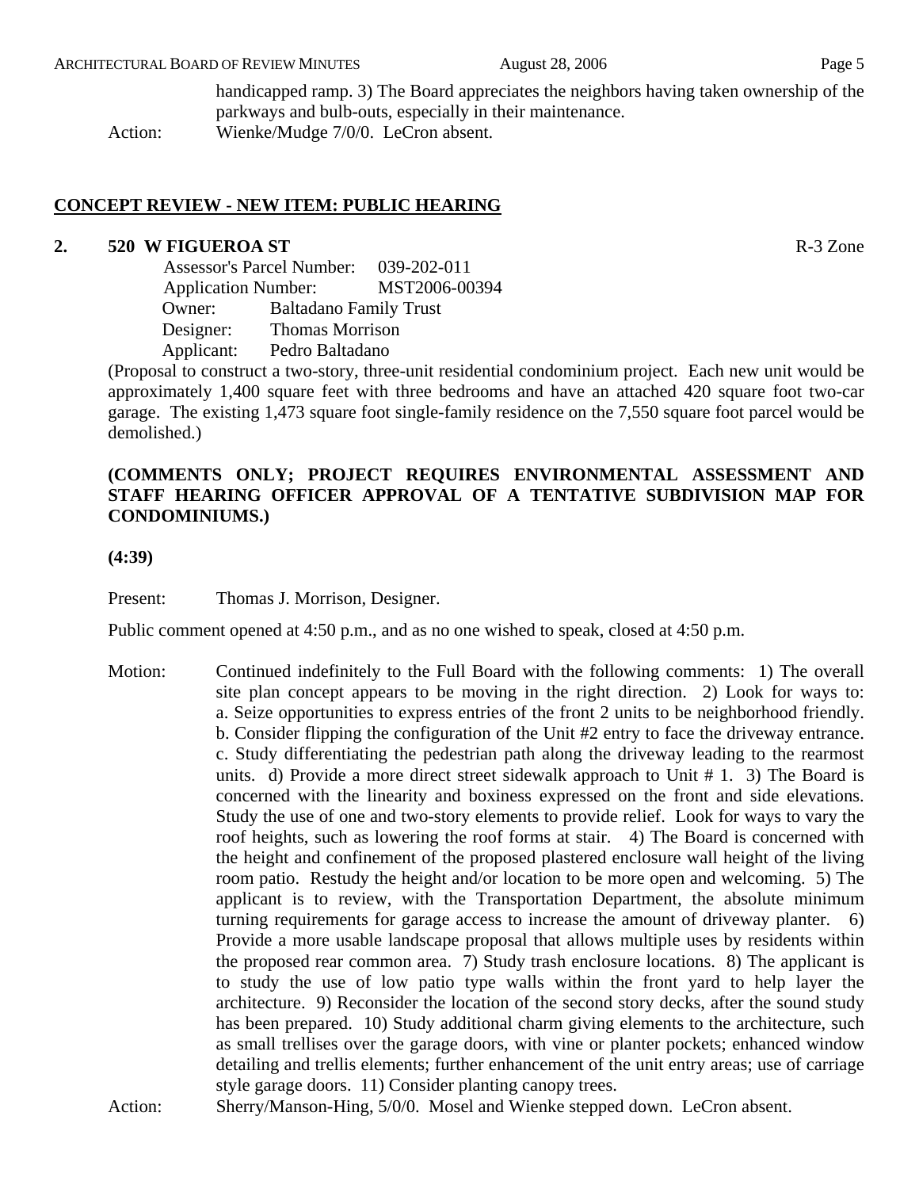handicapped ramp. 3) The Board appreciates the neighbors having taken ownership of the parkways and bulb-outs, especially in their maintenance.

Action: Wienke/Mudge 7/0/0. LeCron absent.

## CONCEPT REVIEW - NEW ITEM: PUBLIC HEARING

**2. 520 W FIGUEROA ST** R-3 Zone

Assessor's Parcel Number: 039-202-011
Application Number: MST2006-00394
Owner: Baltadano Family Trust
Designer: Thomas Morrison
Applicant: Pedro Baltadano

(Proposal to construct a two-story, three-unit residential condominium project. Each new unit would be approximately 1,400 square feet with three bedrooms and have an attached 420 square foot two-car garage. The existing 1,473 square foot single-family residence on the 7,550 square foot parcel would be demolished.)

**(COMMENTS ONLY; PROJECT REQUIRES ENVIRONMENTAL ASSESSMENT AND STAFF HEARING OFFICER APPROVAL OF A TENTATIVE SUBDIVISION MAP FOR CONDOMINIUMS.)**

**(4:39)**

Present: Thomas J. Morrison, Designer.

Public comment opened at 4:50 p.m., and as no one wished to speak, closed at 4:50 p.m.

Motion: Continued indefinitely to the Full Board with the following comments: 1) The overall site plan concept appears to be moving in the right direction. 2) Look for ways to: a. Seize opportunities to express entries of the front 2 units to be neighborhood friendly. b. Consider flipping the configuration of the Unit #2 entry to face the driveway entrance. c. Study differentiating the pedestrian path along the driveway leading to the rearmost units. d) Provide a more direct street sidewalk approach to Unit # 1. 3) The Board is concerned with the linearity and boxiness expressed on the front and side elevations. Study the use of one and two-story elements to provide relief. Look for ways to vary the roof heights, such as lowering the roof forms at stair. 4) The Board is concerned with the height and confinement of the proposed plastered enclosure wall height of the living room patio. Restudy the height and/or location to be more open and welcoming. 5) The applicant is to review, with the Transportation Department, the absolute minimum turning requirements for garage access to increase the amount of driveway planter. 6) Provide a more usable landscape proposal that allows multiple uses by residents within the proposed rear common area. 7) Study trash enclosure locations. 8) The applicant is to study the use of low patio type walls within the front yard to help layer the architecture. 9) Reconsider the location of the second story decks, after the sound study has been prepared. 10) Study additional charm giving elements to the architecture, such as small trellises over the garage doors, with vine or planter pockets; enhanced window detailing and trellis elements; further enhancement of the unit entry areas; use of carriage style garage doors. 11) Consider planting canopy trees.

Action: Sherry/Manson-Hing, 5/0/0. Mosel and Wienke stepped down. LeCron absent.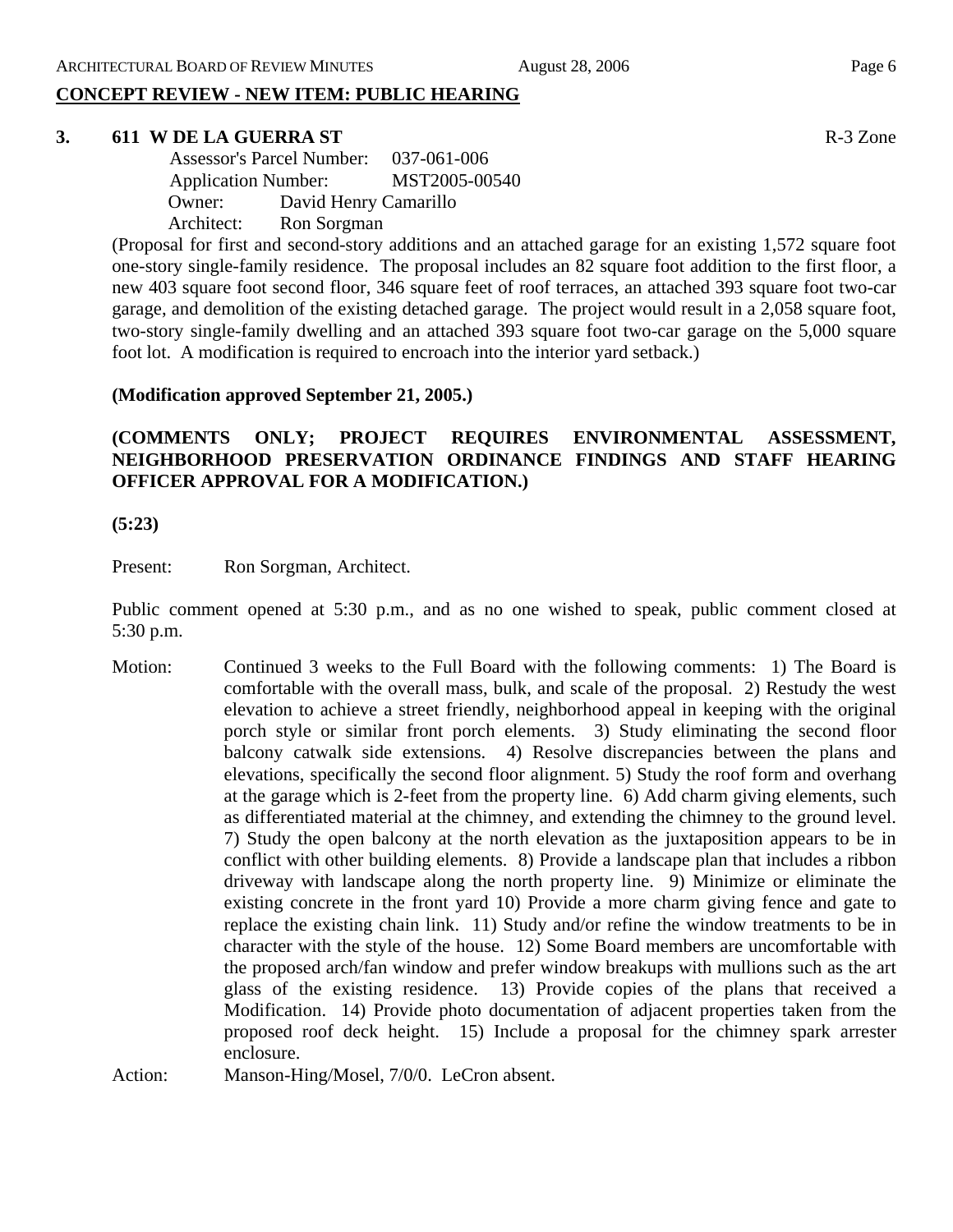## CONCEPT REVIEW - NEW ITEM: PUBLIC HEARING

### 3. 611 W DE LA GUERRA ST

R-3 Zone

Assessor's Parcel Number: 037-061-006
Application Number: MST2005-00540
Owner: David Henry Camarillo
Architect: Ron Sorgman

(Proposal for first and second-story additions and an attached garage for an existing 1,572 square foot one-story single-family residence. The proposal includes an 82 square foot addition to the first floor, a new 403 square foot second floor, 346 square feet of roof terraces, an attached 393 square foot two-car garage, and demolition of the existing detached garage. The project would result in a 2,058 square foot, two-story single-family dwelling and an attached 393 square foot two-car garage on the 5,000 square foot lot. A modification is required to encroach into the interior yard setback.)

**(Modification approved September 21, 2005.)**

**(COMMENTS ONLY; PROJECT REQUIRES ENVIRONMENTAL ASSESSMENT, NEIGHBORHOOD PRESERVATION ORDINANCE FINDINGS AND STAFF HEARING OFFICER APPROVAL FOR A MODIFICATION.)**

**(5:23)**

Present: Ron Sorgman, Architect.

Public comment opened at 5:30 p.m., and as no one wished to speak, public comment closed at 5:30 p.m.

Motion: Continued 3 weeks to the Full Board with the following comments: 1) The Board is comfortable with the overall mass, bulk, and scale of the proposal. 2) Restudy the west elevation to achieve a street friendly, neighborhood appeal in keeping with the original porch style or similar front porch elements. 3) Study eliminating the second floor balcony catwalk side extensions. 4) Resolve discrepancies between the plans and elevations, specifically the second floor alignment. 5) Study the roof form and overhang at the garage which is 2-feet from the property line. 6) Add charm giving elements, such as differentiated material at the chimney, and extending the chimney to the ground level. 7) Study the open balcony at the north elevation as the juxtaposition appears to be in conflict with other building elements. 8) Provide a landscape plan that includes a ribbon driveway with landscape along the north property line. 9) Minimize or eliminate the existing concrete in the front yard 10) Provide a more charm giving fence and gate to replace the existing chain link. 11) Study and/or refine the window treatments to be in character with the style of the house. 12) Some Board members are uncomfortable with the proposed arch/fan window and prefer window breakups with mullions such as the art glass of the existing residence. 13) Provide copies of the plans that received a Modification. 14) Provide photo documentation of adjacent properties taken from the proposed roof deck height. 15) Include a proposal for the chimney spark arrester enclosure.

Action: Manson-Hing/Mosel, 7/0/0. LeCron absent.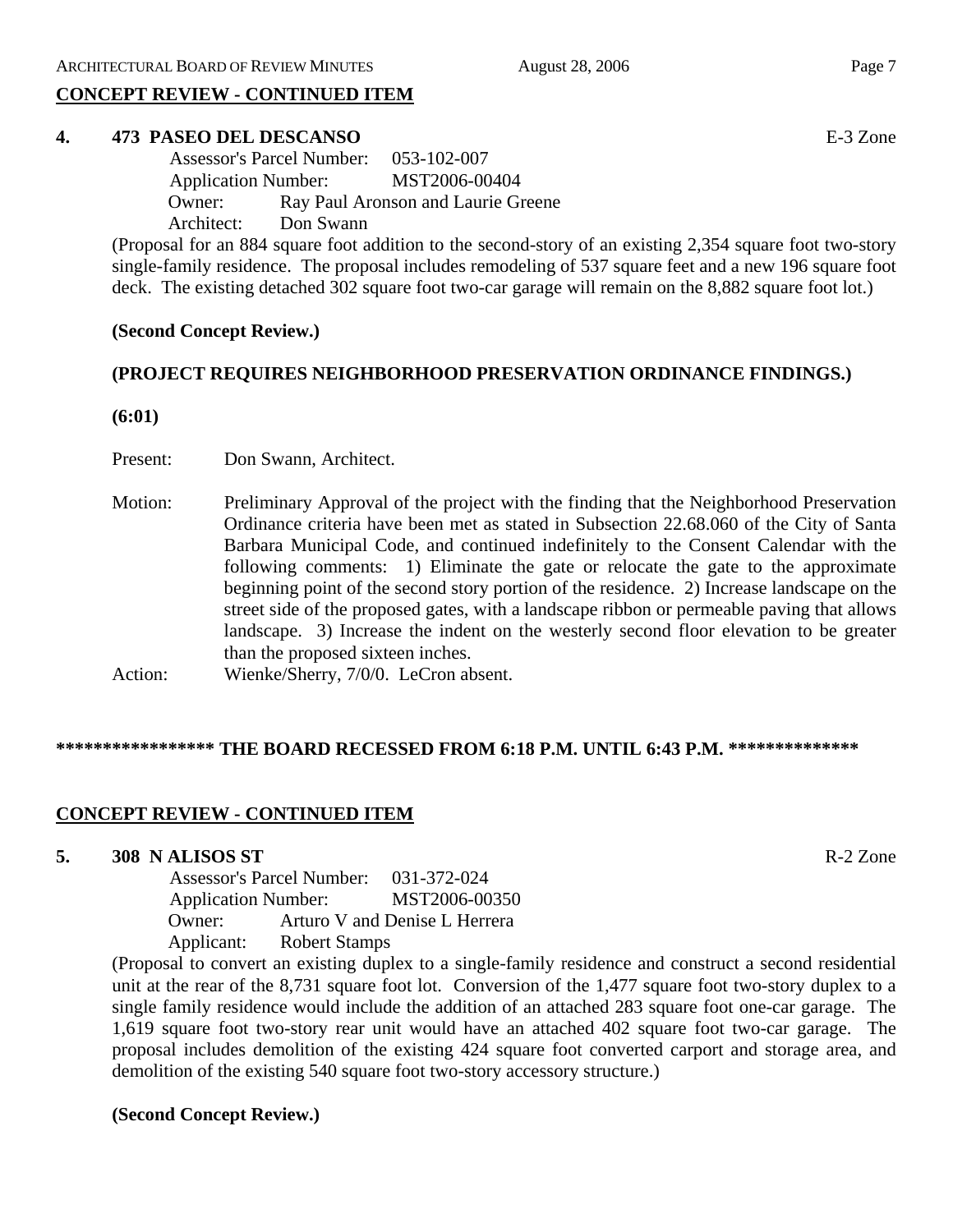## CONCEPT REVIEW - CONTINUED ITEM

**4. 473 PASEO DEL DESCANSO** E-3 Zone

Assessor's Parcel Number: 053-102-007
Application Number: MST2006-00404
Owner: Ray Paul Aronson and Laurie Greene
Architect: Don Swann

(Proposal for an 884 square foot addition to the second-story of an existing 2,354 square foot two-story single-family residence. The proposal includes remodeling of 537 square feet and a new 196 square foot deck. The existing detached 302 square foot two-car garage will remain on the 8,882 square foot lot.)

**(Second Concept Review.)**

**(PROJECT REQUIRES NEIGHBORHOOD PRESERVATION ORDINANCE FINDINGS.)**

**(6:01)**

Present: Don Swann, Architect.

Motion: Preliminary Approval of the project with the finding that the Neighborhood Preservation Ordinance criteria have been met as stated in Subsection 22.68.060 of the City of Santa Barbara Municipal Code, and continued indefinitely to the Consent Calendar with the following comments: 1) Eliminate the gate or relocate the gate to the approximate beginning point of the second story portion of the residence. 2) Increase landscape on the street side of the proposed gates, with a landscape ribbon or permeable paving that allows landscape. 3) Increase the indent on the westerly second floor elevation to be greater than the proposed sixteen inches.

Action: Wienke/Sherry, 7/0/0. LeCron absent.

**************** THE BOARD RECESSED FROM 6:18 P.M. UNTIL 6:43 P.M. **************

## CONCEPT REVIEW - CONTINUED ITEM

**5. 308 N ALISOS ST** R-2 Zone

Assessor's Parcel Number: 031-372-024
Application Number: MST2006-00350
Owner: Arturo V and Denise L Herrera
Applicant: Robert Stamps

(Proposal to convert an existing duplex to a single-family residence and construct a second residential unit at the rear of the 8,731 square foot lot. Conversion of the 1,477 square foot two-story duplex to a single family residence would include the addition of an attached 283 square foot one-car garage. The 1,619 square foot two-story rear unit would have an attached 402 square foot two-car garage. The proposal includes demolition of the existing 424 square foot converted carport and storage area, and demolition of the existing 540 square foot two-story accessory structure.)

**(Second Concept Review.)**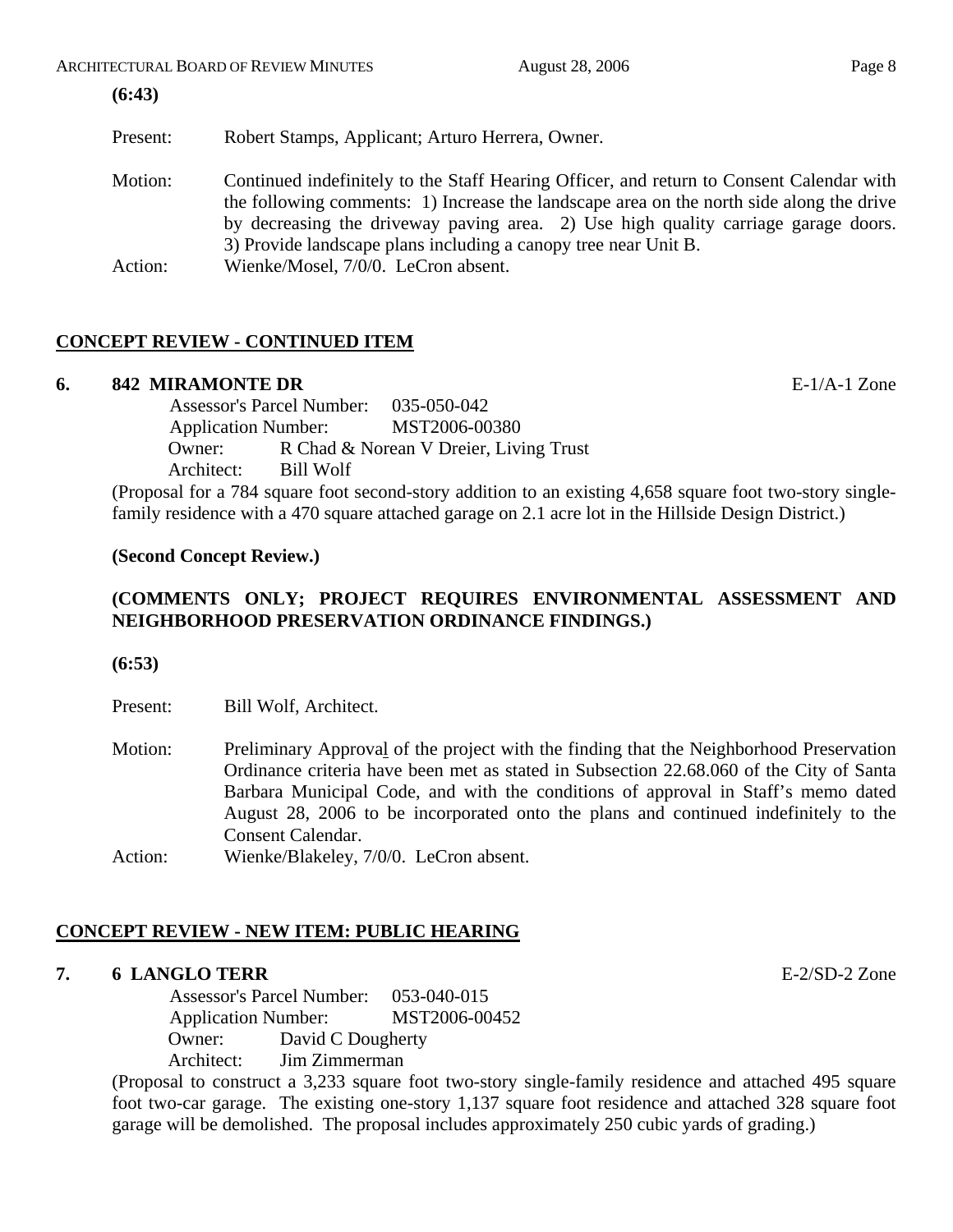**(6:43)**

Present: Robert Stamps, Applicant; Arturo Herrera, Owner.

Motion: Continued indefinitely to the Staff Hearing Officer, and return to Consent Calendar with the following comments: 1) Increase the landscape area on the north side along the drive by decreasing the driveway paving area. 2) Use high quality carriage garage doors. 3) Provide landscape plans including a canopy tree near Unit B.

Action: Wienke/Mosel, 7/0/0. LeCron absent.

## CONCEPT REVIEW - CONTINUED ITEM

**6. 842 MIRAMONTE DR** E-1/A-1 Zone

Assessor's Parcel Number: 035-050-042
Application Number: MST2006-00380
Owner: R Chad & Norean V Dreier, Living Trust
Architect: Bill Wolf

(Proposal for a 784 square foot second-story addition to an existing 4,658 square foot two-story single-family residence with a 470 square attached garage on 2.1 acre lot in the Hillside Design District.)

**(Second Concept Review.)**

**(COMMENTS ONLY; PROJECT REQUIRES ENVIRONMENTAL ASSESSMENT AND NEIGHBORHOOD PRESERVATION ORDINANCE FINDINGS.)**

**(6:53)**

Present: Bill Wolf, Architect.

Motion: Preliminary Approval of the project with the finding that the Neighborhood Preservation Ordinance criteria have been met as stated in Subsection 22.68.060 of the City of Santa Barbara Municipal Code, and with the conditions of approval in Staff's memo dated August 28, 2006 to be incorporated onto the plans and continued indefinitely to the Consent Calendar.

Action: Wienke/Blakeley, 7/0/0. LeCron absent.

## CONCEPT REVIEW - NEW ITEM: PUBLIC HEARING

**7. 6 LANGLO TERR** E-2/SD-2 Zone

Assessor's Parcel Number: 053-040-015
Application Number: MST2006-00452
Owner: David C Dougherty
Architect: Jim Zimmerman

(Proposal to construct a 3,233 square foot two-story single-family residence and attached 495 square foot two-car garage. The existing one-story 1,137 square foot residence and attached 328 square foot garage will be demolished. The proposal includes approximately 250 cubic yards of grading.)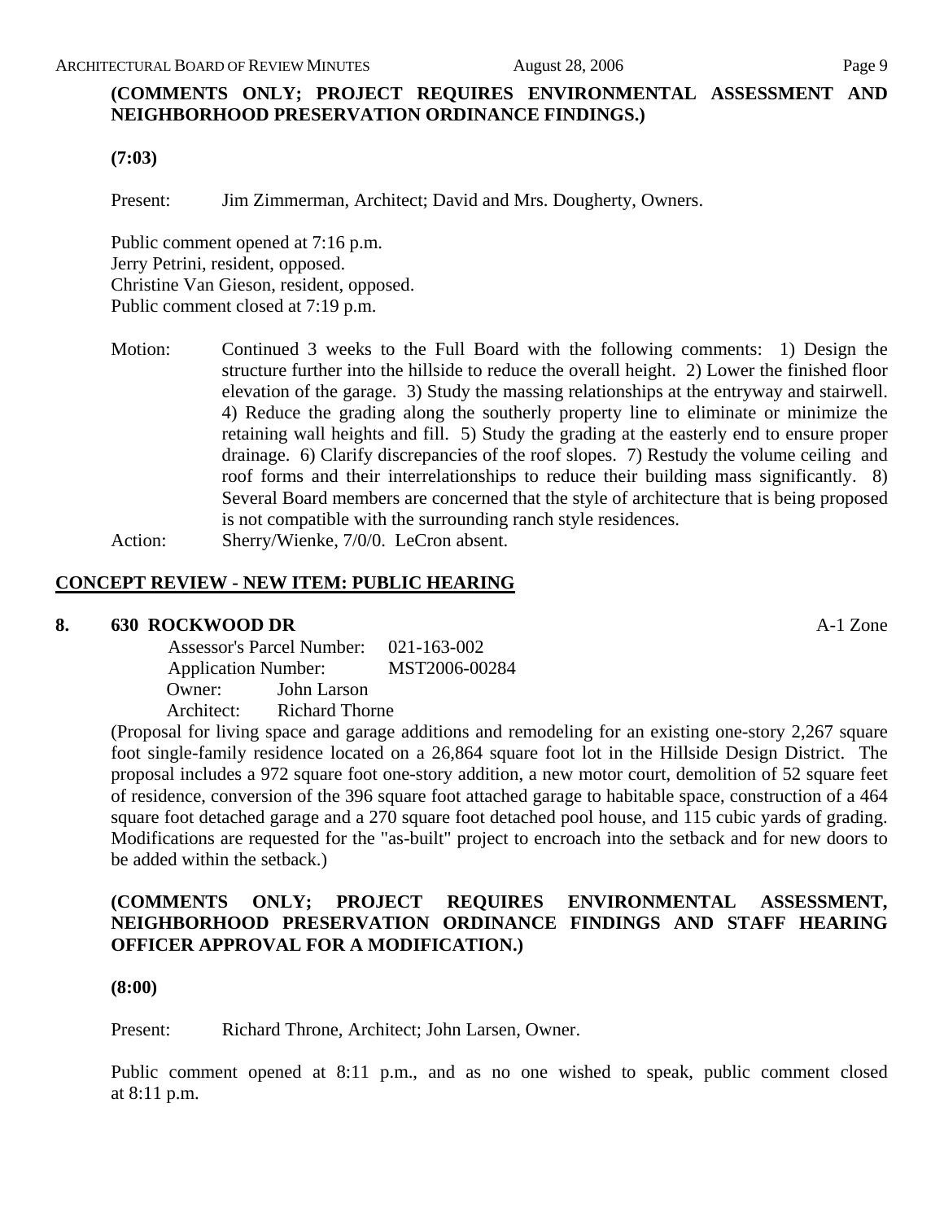**(COMMENTS ONLY; PROJECT REQUIRES ENVIRONMENTAL ASSESSMENT AND NEIGHBORHOOD PRESERVATION ORDINANCE FINDINGS.)**

**(7:03)**

Present: Jim Zimmerman, Architect; David and Mrs. Dougherty, Owners.

Public comment opened at 7:16 p.m.
Jerry Petrini, resident, opposed.
Christine Van Gieson, resident, opposed.
Public comment closed at 7:19 p.m.

Motion: Continued 3 weeks to the Full Board with the following comments: 1) Design the structure further into the hillside to reduce the overall height. 2) Lower the finished floor elevation of the garage. 3) Study the massing relationships at the entryway and stairwell. 4) Reduce the grading along the southerly property line to eliminate or minimize the retaining wall heights and fill. 5) Study the grading at the easterly end to ensure proper drainage. 6) Clarify discrepancies of the roof slopes. 7) Restudy the volume ceiling and roof forms and their interrelationships to reduce their building mass significantly. 8) Several Board members are concerned that the style of architecture that is being proposed is not compatible with the surrounding ranch style residences.

Action: Sherry/Wienke, 7/0/0. LeCron absent.

## CONCEPT REVIEW - NEW ITEM: PUBLIC HEARING

### 8. 630 ROCKWOOD DR — A-1 Zone

Assessor's Parcel Number: 021-163-002
Application Number: MST2006-00284
Owner: John Larson
Architect: Richard Thorne

(Proposal for living space and garage additions and remodeling for an existing one-story 2,267 square foot single-family residence located on a 26,864 square foot lot in the Hillside Design District. The proposal includes a 972 square foot one-story addition, a new motor court, demolition of 52 square feet of residence, conversion of the 396 square foot attached garage to habitable space, construction of a 464 square foot detached garage and a 270 square foot detached pool house, and 115 cubic yards of grading. Modifications are requested for the "as-built" project to encroach into the setback and for new doors to be added within the setback.)

**(COMMENTS ONLY; PROJECT REQUIRES ENVIRONMENTAL ASSESSMENT, NEIGHBORHOOD PRESERVATION ORDINANCE FINDINGS AND STAFF HEARING OFFICER APPROVAL FOR A MODIFICATION.)**

**(8:00)**

Present: Richard Throne, Architect; John Larsen, Owner.

Public comment opened at 8:11 p.m., and as no one wished to speak, public comment closed at 8:11 p.m.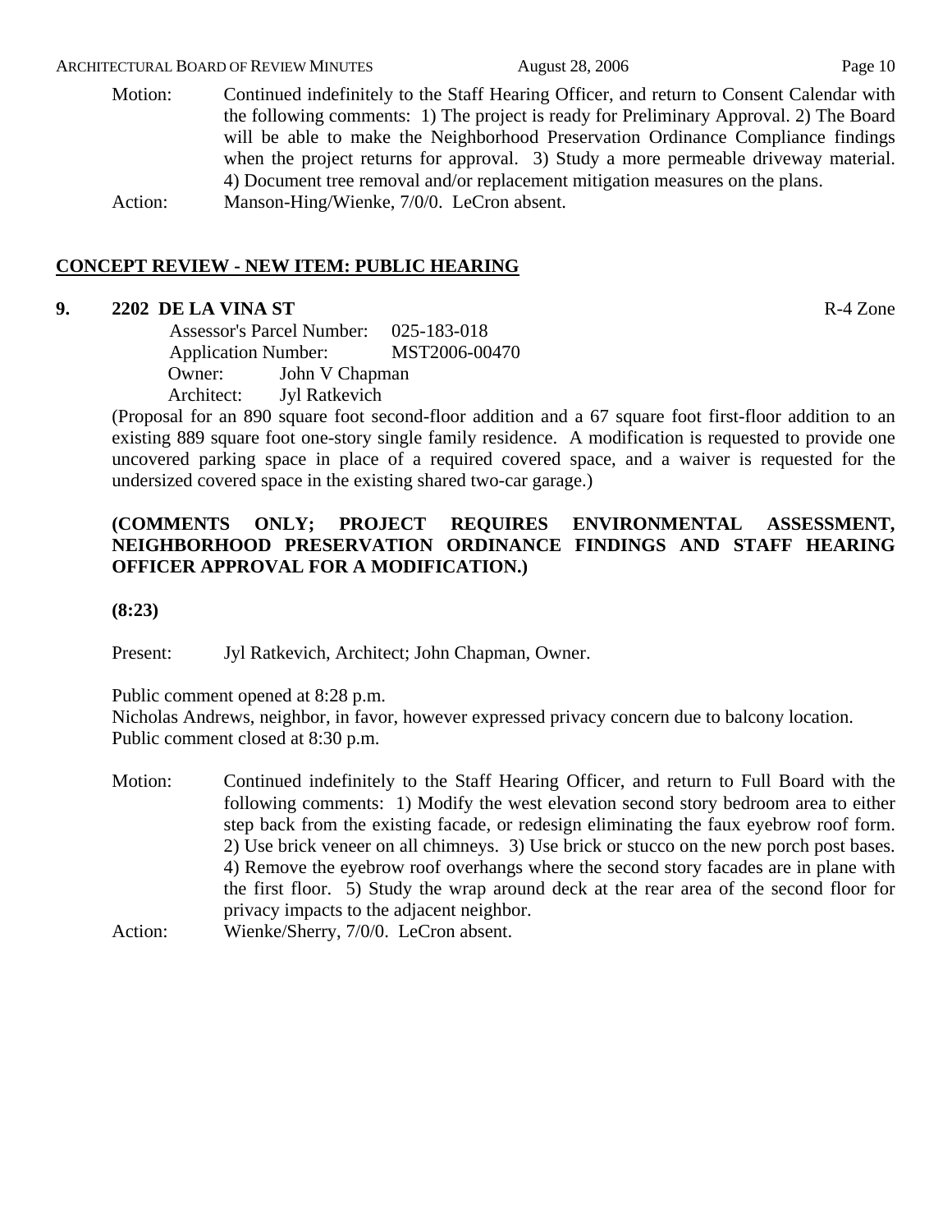Motion: Continued indefinitely to the Staff Hearing Officer, and return to Consent Calendar with the following comments: 1) The project is ready for Preliminary Approval. 2) The Board will be able to make the Neighborhood Preservation Ordinance Compliance findings when the project returns for approval. 3) Study a more permeable driveway material. 4) Document tree removal and/or replacement mitigation measures on the plans.

Action: Manson-Hing/Wienke, 7/0/0. LeCron absent.

## CONCEPT REVIEW - NEW ITEM: PUBLIC HEARING

### 9. 2202 DE LA VINA ST

R-4 Zone

Assessor's Parcel Number: 025-183-018
Application Number: MST2006-00470
Owner: John V Chapman
Architect: Jyl Ratkevich

(Proposal for an 890 square foot second-floor addition and a 67 square foot first-floor addition to an existing 889 square foot one-story single family residence. A modification is requested to provide one uncovered parking space in place of a required covered space, and a waiver is requested for the undersized covered space in the existing shared two-car garage.)

**(COMMENTS ONLY; PROJECT REQUIRES ENVIRONMENTAL ASSESSMENT, NEIGHBORHOOD PRESERVATION ORDINANCE FINDINGS AND STAFF HEARING OFFICER APPROVAL FOR A MODIFICATION.)**

**(8:23)**

Present: Jyl Ratkevich, Architect; John Chapman, Owner.

Public comment opened at 8:28 p.m.
Nicholas Andrews, neighbor, in favor, however expressed privacy concern due to balcony location.
Public comment closed at 8:30 p.m.

Motion: Continued indefinitely to the Staff Hearing Officer, and return to Full Board with the following comments: 1) Modify the west elevation second story bedroom area to either step back from the existing facade, or redesign eliminating the faux eyebrow roof form. 2) Use brick veneer on all chimneys. 3) Use brick or stucco on the new porch post bases. 4) Remove the eyebrow roof overhangs where the second story facades are in plane with the first floor. 5) Study the wrap around deck at the rear area of the second floor for privacy impacts to the adjacent neighbor.

Action: Wienke/Sherry, 7/0/0. LeCron absent.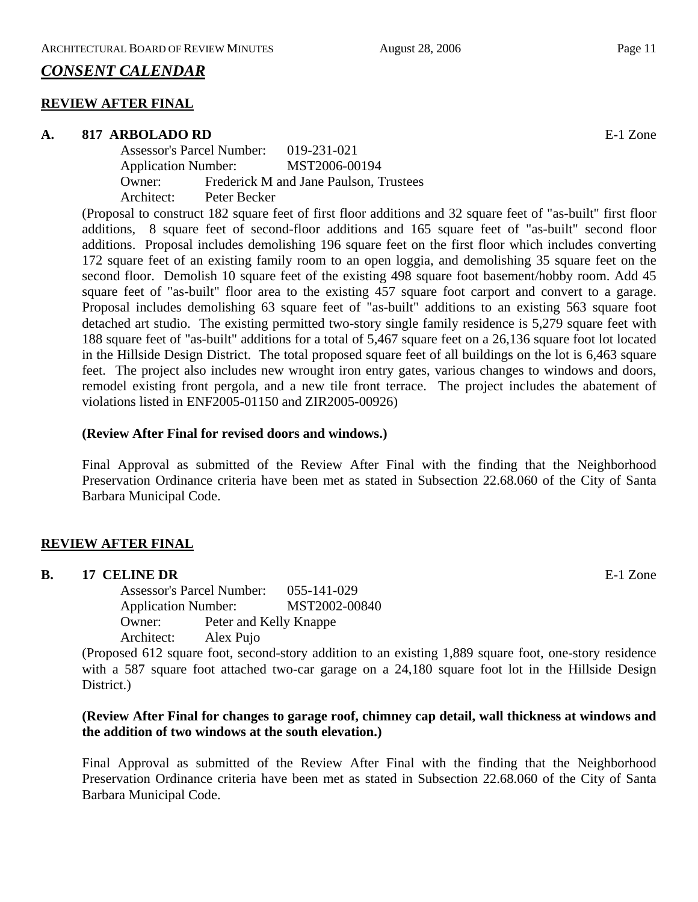## *CONSENT CALENDAR*

**REVIEW AFTER FINAL**

**A. 817 ARBOLADO RD** E-1 Zone

Assessor's Parcel Number: 019-231-021
Application Number: MST2006-00194
Owner: Frederick M and Jane Paulson, Trustees
Architect: Peter Becker

(Proposal to construct 182 square feet of first floor additions and 32 square feet of "as-built" first floor additions, 8 square feet of second-floor additions and 165 square feet of "as-built" second floor additions. Proposal includes demolishing 196 square feet on the first floor which includes converting 172 square feet of an existing family room to an open loggia, and demolishing 35 square feet on the second floor. Demolish 10 square feet of the existing 498 square foot basement/hobby room. Add 45 square feet of "as-built" floor area to the existing 457 square foot carport and convert to a garage. Proposal includes demolishing 63 square feet of "as-built" additions to an existing 563 square foot detached art studio. The existing permitted two-story single family residence is 5,279 square feet with 188 square feet of "as-built" additions for a total of 5,467 square feet on a 26,136 square foot lot located in the Hillside Design District. The total proposed square feet of all buildings on the lot is 6,463 square feet. The project also includes new wrought iron entry gates, various changes to windows and doors, remodel existing front pergola, and a new tile front terrace. The project includes the abatement of violations listed in ENF2005-01150 and ZIR2005-00926)

**(Review After Final for revised doors and windows.)**

Final Approval as submitted of the Review After Final with the finding that the Neighborhood Preservation Ordinance criteria have been met as stated in Subsection 22.68.060 of the City of Santa Barbara Municipal Code.

**REVIEW AFTER FINAL**

**B. 17 CELINE DR** E-1 Zone

Assessor's Parcel Number: 055-141-029
Application Number: MST2002-00840
Owner: Peter and Kelly Knappe
Architect: Alex Pujo

(Proposed 612 square foot, second-story addition to an existing 1,889 square foot, one-story residence with a 587 square foot attached two-car garage on a 24,180 square foot lot in the Hillside Design District.)

**(Review After Final for changes to garage roof, chimney cap detail, wall thickness at windows and the addition of two windows at the south elevation.)**

Final Approval as submitted of the Review After Final with the finding that the Neighborhood Preservation Ordinance criteria have been met as stated in Subsection 22.68.060 of the City of Santa Barbara Municipal Code.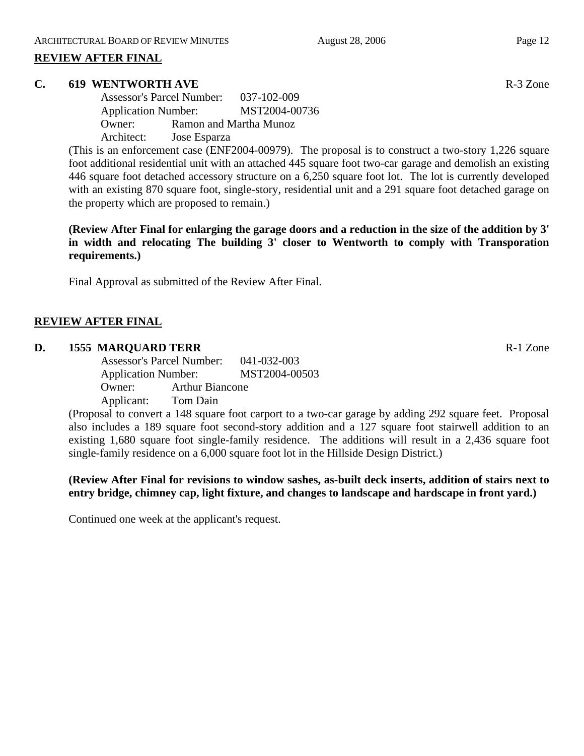## REVIEW AFTER FINAL

**C. 619 WENTWORTH AVE** R-3 Zone

Assessor's Parcel Number: 037-102-009
Application Number: MST2004-00736
Owner: Ramon and Martha Munoz
Architect: Jose Esparza

(This is an enforcement case (ENF2004-00979). The proposal is to construct a two-story 1,226 square foot additional residential unit with an attached 445 square foot two-car garage and demolish an existing 446 square foot detached accessory structure on a 6,250 square foot lot. The lot is currently developed with an existing 870 square foot, single-story, residential unit and a 291 square foot detached garage on the property which are proposed to remain.)

**(Review After Final for enlarging the garage doors and a reduction in the size of the addition by 3' in width and relocating The building 3' closer to Wentworth to comply with Transporation requirements.)**

Final Approval as submitted of the Review After Final.

## REVIEW AFTER FINAL

**D. 1555 MARQUARD TERR** R-1 Zone

Assessor's Parcel Number: 041-032-003
Application Number: MST2004-00503
Owner: Arthur Biancone
Applicant: Tom Dain

(Proposal to convert a 148 square foot carport to a two-car garage by adding 292 square feet. Proposal also includes a 189 square foot second-story addition and a 127 square foot stairwell addition to an existing 1,680 square foot single-family residence. The additions will result in a 2,436 square foot single-family residence on a 6,000 square foot lot in the Hillside Design District.)

**(Review After Final for revisions to window sashes, as-built deck inserts, addition of stairs next to entry bridge, chimney cap, light fixture, and changes to landscape and hardscape in front yard.)**

Continued one week at the applicant's request.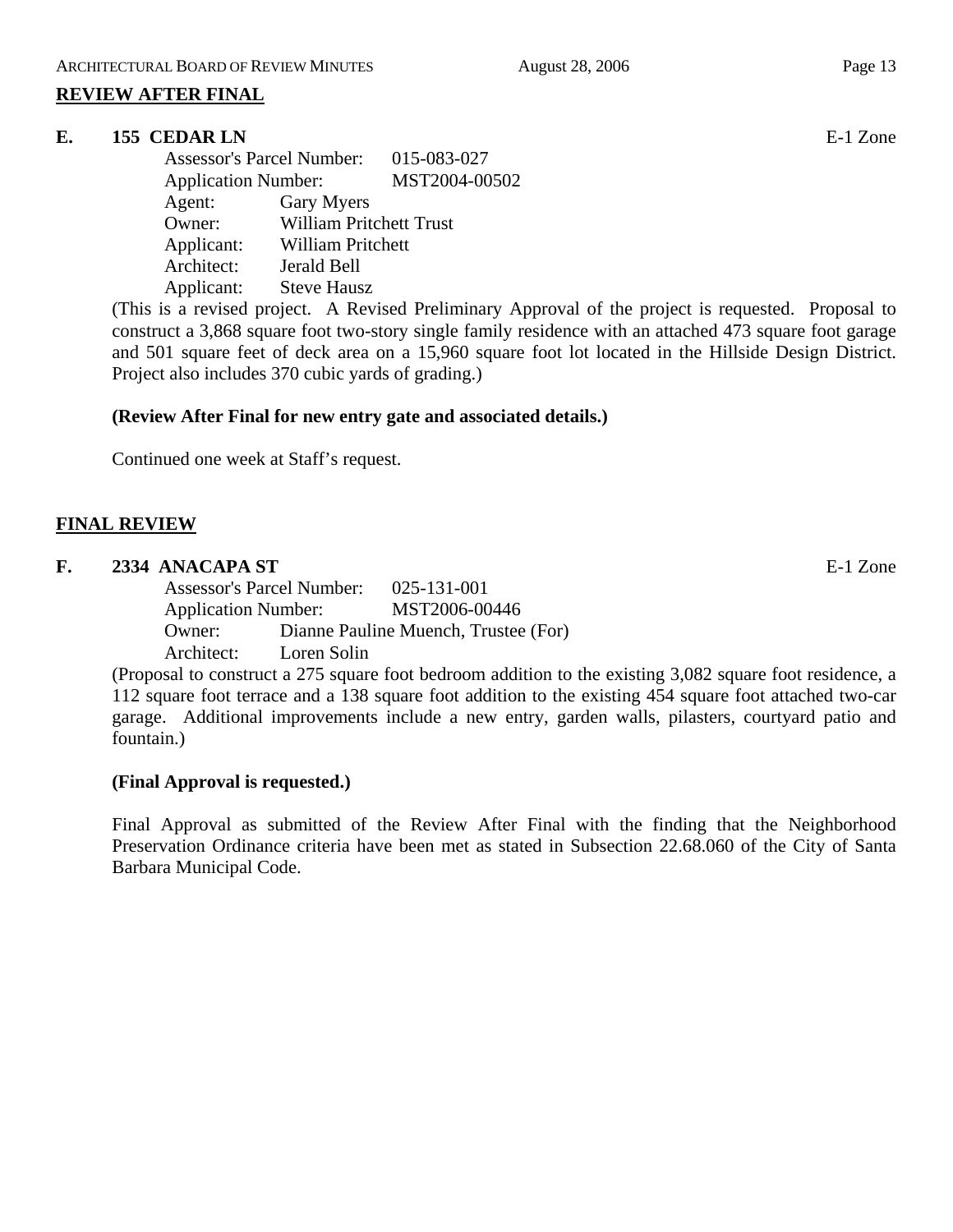## REVIEW AFTER FINAL

**E. 155 CEDAR LN** E-1 Zone

Assessor's Parcel Number: 015-083-027
Application Number: MST2004-00502
Agent: Gary Myers
Owner: William Pritchett Trust
Applicant: William Pritchett
Architect: Jerald Bell
Applicant: Steve Hausz

(This is a revised project. A Revised Preliminary Approval of the project is requested. Proposal to construct a 3,868 square foot two-story single family residence with an attached 473 square foot garage and 501 square feet of deck area on a 15,960 square foot lot located in the Hillside Design District. Project also includes 370 cubic yards of grading.)

**(Review After Final for new entry gate and associated details.)**

Continued one week at Staff's request.

## FINAL REVIEW

**F. 2334 ANACAPA ST** E-1 Zone

Assessor's Parcel Number: 025-131-001
Application Number: MST2006-00446
Owner: Dianne Pauline Muench, Trustee (For)
Architect: Loren Solin

(Proposal to construct a 275 square foot bedroom addition to the existing 3,082 square foot residence, a 112 square foot terrace and a 138 square foot addition to the existing 454 square foot attached two-car garage. Additional improvements include a new entry, garden walls, pilasters, courtyard patio and fountain.)

**(Final Approval is requested.)**

Final Approval as submitted of the Review After Final with the finding that the Neighborhood Preservation Ordinance criteria have been met as stated in Subsection 22.68.060 of the City of Santa Barbara Municipal Code.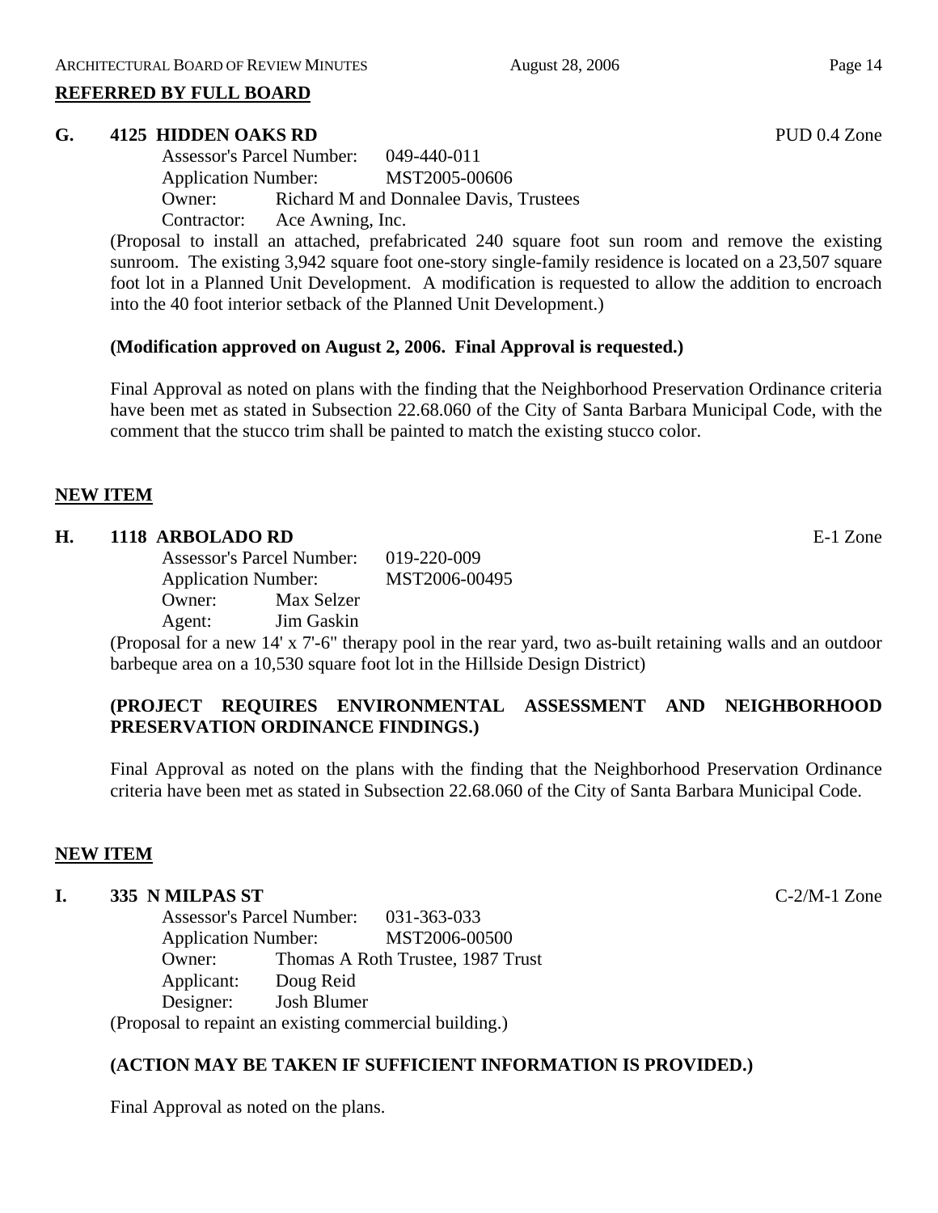**REFERRED BY FULL BOARD**

**G. 4125 HIDDEN OAKS RD** PUD 0.4 Zone

Assessor's Parcel Number: 049-440-011
Application Number: MST2005-00606
Owner: Richard M and Donnalee Davis, Trustees
Contractor: Ace Awning, Inc.

(Proposal to install an attached, prefabricated 240 square foot sun room and remove the existing sunroom. The existing 3,942 square foot one-story single-family residence is located on a 23,507 square foot lot in a Planned Unit Development. A modification is requested to allow the addition to encroach into the 40 foot interior setback of the Planned Unit Development.)

**(Modification approved on August 2, 2006. Final Approval is requested.)**

Final Approval as noted on plans with the finding that the Neighborhood Preservation Ordinance criteria have been met as stated in Subsection 22.68.060 of the City of Santa Barbara Municipal Code, with the comment that the stucco trim shall be painted to match the existing stucco color.

**NEW ITEM**

**H. 1118 ARBOLADO RD** E-1 Zone

Assessor's Parcel Number: 019-220-009
Application Number: MST2006-00495
Owner: Max Selzer
Agent: Jim Gaskin

(Proposal for a new 14' x 7'-6" therapy pool in the rear yard, two as-built retaining walls and an outdoor barbeque area on a 10,530 square foot lot in the Hillside Design District)

**(PROJECT REQUIRES ENVIRONMENTAL ASSESSMENT AND NEIGHBORHOOD PRESERVATION ORDINANCE FINDINGS.)**

Final Approval as noted on the plans with the finding that the Neighborhood Preservation Ordinance criteria have been met as stated in Subsection 22.68.060 of the City of Santa Barbara Municipal Code.

**NEW ITEM**

**I. 335 N MILPAS ST** C-2/M-1 Zone

Assessor's Parcel Number: 031-363-033
Application Number: MST2006-00500
Owner: Thomas A Roth Trustee, 1987 Trust
Applicant: Doug Reid
Designer: Josh Blumer

(Proposal to repaint an existing commercial building.)

**(ACTION MAY BE TAKEN IF SUFFICIENT INFORMATION IS PROVIDED.)**

Final Approval as noted on the plans.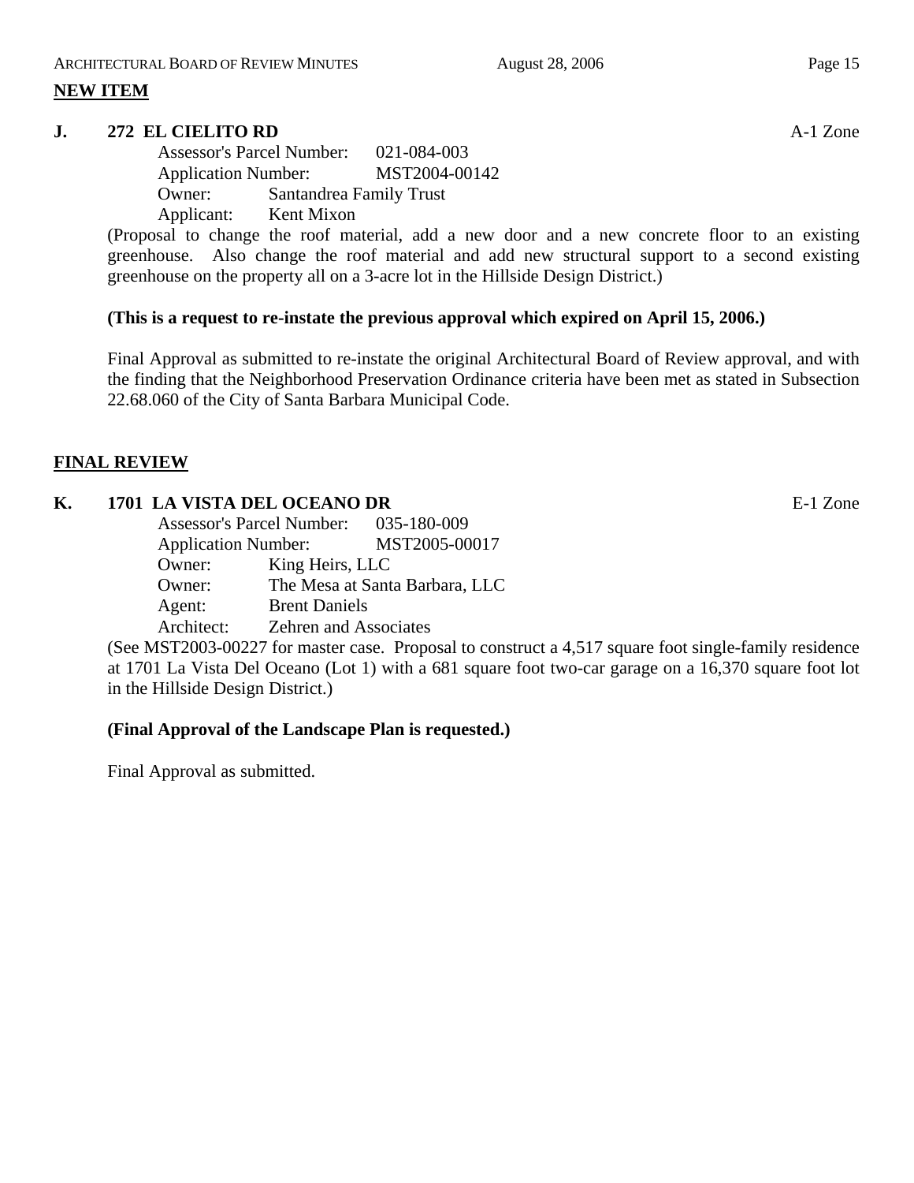## NEW ITEM

**J. 272 EL CIELITO RD** A-1 Zone

Assessor's Parcel Number: 021-084-003
Application Number: MST2004-00142
Owner: Santandrea Family Trust
Applicant: Kent Mixon

(Proposal to change the roof material, add a new door and a new concrete floor to an existing greenhouse. Also change the roof material and add new structural support to a second existing greenhouse on the property all on a 3-acre lot in the Hillside Design District.)

**(This is a request to re-instate the previous approval which expired on April 15, 2006.)**

Final Approval as submitted to re-instate the original Architectural Board of Review approval, and with the finding that the Neighborhood Preservation Ordinance criteria have been met as stated in Subsection 22.68.060 of the City of Santa Barbara Municipal Code.

## FINAL REVIEW

**K. 1701 LA VISTA DEL OCEANO DR** E-1 Zone

Assessor's Parcel Number: 035-180-009
Application Number: MST2005-00017
Owner: King Heirs, LLC
Owner: The Mesa at Santa Barbara, LLC
Agent: Brent Daniels
Architect: Zehren and Associates

(See MST2003-00227 for master case. Proposal to construct a 4,517 square foot single-family residence at 1701 La Vista Del Oceano (Lot 1) with a 681 square foot two-car garage on a 16,370 square foot lot in the Hillside Design District.)

**(Final Approval of the Landscape Plan is requested.)**

Final Approval as submitted.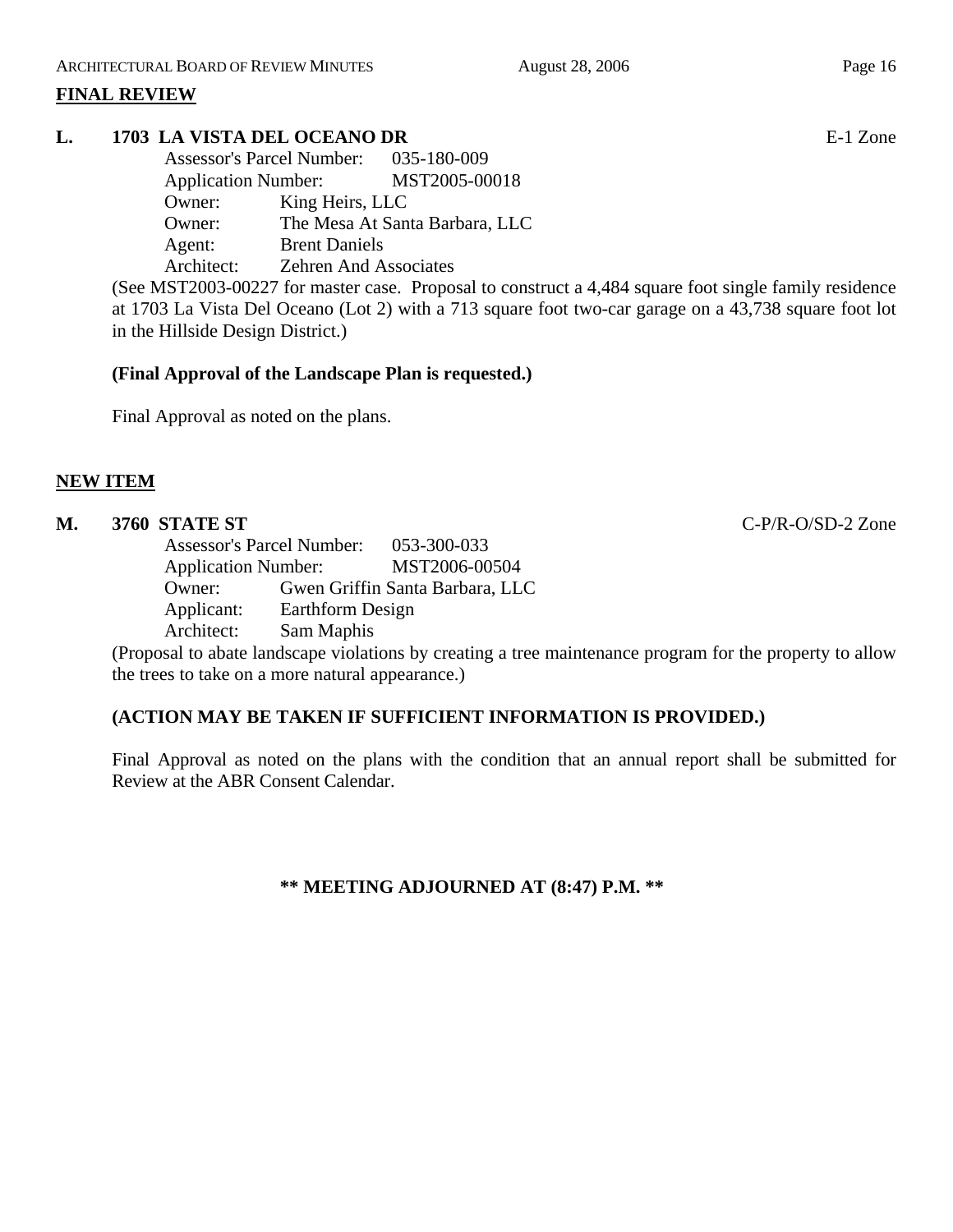## FINAL REVIEW

**L. 1703 LA VISTA DEL OCEANO DR** E-1 Zone

Assessor's Parcel Number: 035-180-009
Application Number: MST2005-00018
Owner: King Heirs, LLC
Owner: The Mesa At Santa Barbara, LLC
Agent: Brent Daniels
Architect: Zehren And Associates

(See MST2003-00227 for master case. Proposal to construct a 4,484 square foot single family residence at 1703 La Vista Del Oceano (Lot 2) with a 713 square foot two-car garage on a 43,738 square foot lot in the Hillside Design District.)

**(Final Approval of the Landscape Plan is requested.)**

Final Approval as noted on the plans.

## NEW ITEM

**M. 3760 STATE ST** C-P/R-O/SD-2 Zone

Assessor's Parcel Number: 053-300-033
Application Number: MST2006-00504
Owner: Gwen Griffin Santa Barbara, LLC
Applicant: Earthform Design
Architect: Sam Maphis

(Proposal to abate landscape violations by creating a tree maintenance program for the property to allow the trees to take on a more natural appearance.)

**(ACTION MAY BE TAKEN IF SUFFICIENT INFORMATION IS PROVIDED.)**

Final Approval as noted on the plans with the condition that an annual report shall be submitted for Review at the ABR Consent Calendar.

**\*\* MEETING ADJOURNED AT (8:47) P.M. \*\***